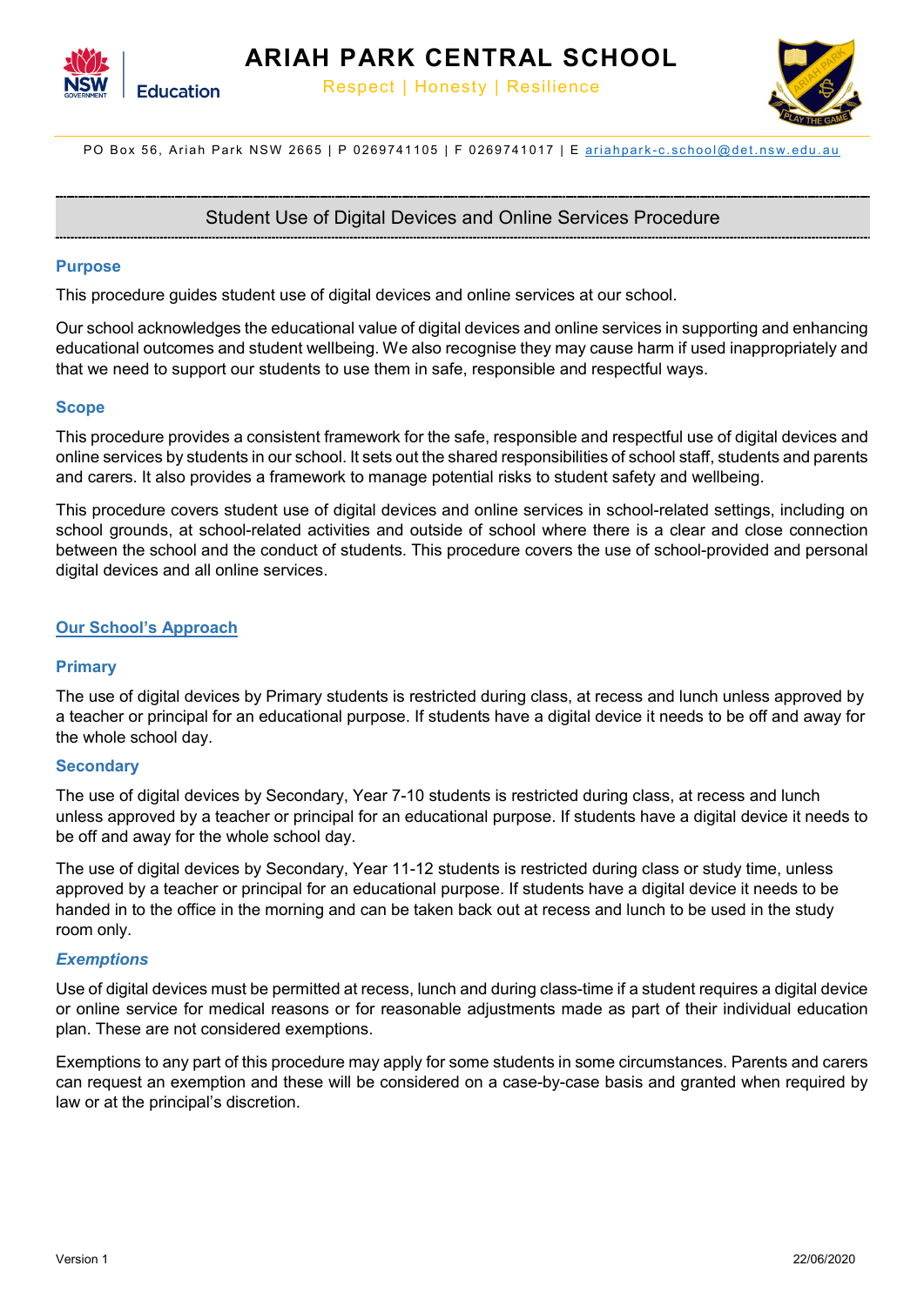# ARIAH PARK CENTRAL SCHOOL

Respect | Honesty | Resilience

PO Box 56, Ariah Park NSW 2665 | P 0269741105 | F 0269741017 | E ariahpark-c.school@det.nsw.edu.au

## Student Use of Digital Devices and Online Services Procedure

### Purpose

This procedure guides student use of digital devices and online services at our school.

Our school acknowledges the educational value of digital devices and online services in supporting and enhancing educational outcomes and student wellbeing. We also recognise they may cause harm if used inappropriately and that we need to support our students to use them in safe, responsible and respectful ways.

### Scope

This procedure provides a consistent framework for the safe, responsible and respectful use of digital devices and online services by students in our school. It sets out the shared responsibilities of school staff, students and parents and carers. It also provides a framework to manage potential risks to student safety and wellbeing.

This procedure covers student use of digital devices and online services in school-related settings, including on school grounds, at school-related activities and outside of school where there is a clear and close connection between the school and the conduct of students. This procedure covers the use of school-provided and personal digital devices and all online services.

### Our School's Approach

#### Primary

The use of digital devices by Primary students is restricted during class, at recess and lunch unless approved by a teacher or principal for an educational purpose. If students have a digital device it needs to be off and away for the whole school day.

#### Secondary

The use of digital devices by Secondary, Year 7-10 students is restricted during class, at recess and lunch unless approved by a teacher or principal for an educational purpose. If students have a digital device it needs to be off and away for the whole school day.

The use of digital devices by Secondary, Year 11-12 students is restricted during class or study time, unless approved by a teacher or principal for an educational purpose. If students have a digital device it needs to be handed in to the office in the morning and can be taken back out at recess and lunch to be used in the study room only.

#### *Exemptions*

Use of digital devices must be permitted at recess, lunch and during class-time if a student requires a digital device or online service for medical reasons or for reasonable adjustments made as part of their individual education plan. These are not considered exemptions.

Exemptions to any part of this procedure may apply for some students in some circumstances. Parents and carers can request an exemption and these will be considered on a case-by-case basis and granted when required by law or at the principal's discretion.

Version 1 22/06/2020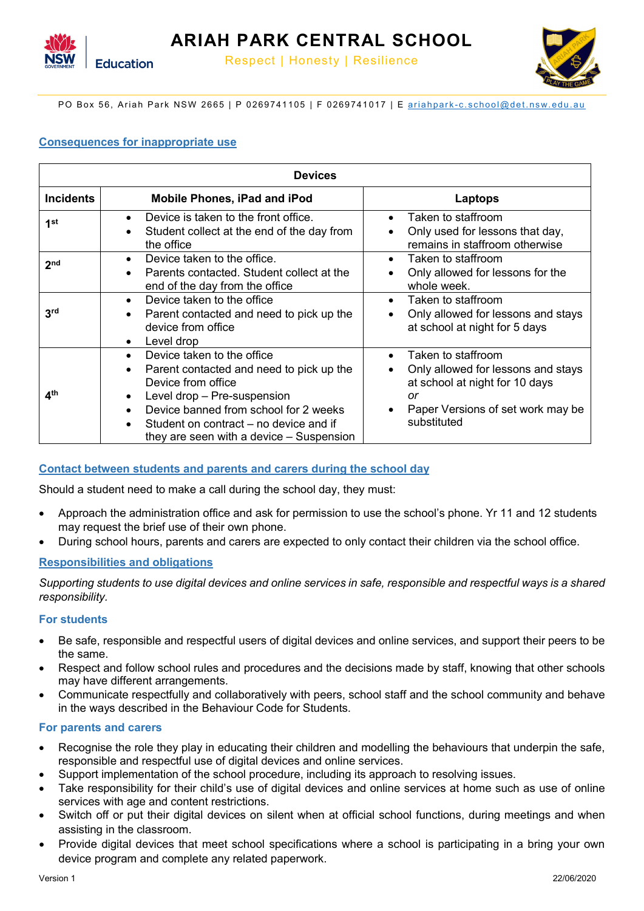## Consequences for inappropriate use

| Devices | | |
|---|---|---|
| **Incidents** | **Mobile Phones, iPad and iPod** | **Laptops** |
| 1st | • Device is taken to the front office.<br>• Student collect at the end of the day from the office | • Taken to staffroom<br>• Only used for lessons that day, remains in staffroom otherwise |
| 2nd | • Device taken to the office.<br>• Parents contacted. Student collect at the end of the day from the office | • Taken to staffroom<br>• Only allowed for lessons for the whole week. |
| 3rd | • Device taken to the office<br>• Parent contacted and need to pick up the device from office<br>• Level drop | • Taken to staffroom<br>• Only allowed for lessons and stays at school at night for 5 days |
| 4th | • Device taken to the office<br>• Parent contacted and need to pick up the Device from office<br>• Level drop – Pre-suspension<br>• Device banned from school for 2 weeks<br>• Student on contract – no device and if they are seen with a device – Suspension | • Taken to staffroom<br>• Only allowed for lessons and stays at school at night for 10 days<br>*or*<br>• Paper Versions of set work may be substituted |

## Contact between students and parents and carers during the school day

Should a student need to make a call during the school day, they must:

- Approach the administration office and ask for permission to use the school's phone. Yr 11 and 12 students may request the brief use of their own phone.
- During school hours, parents and carers are expected to only contact their children via the school office.

## Responsibilities and obligations

*Supporting students to use digital devices and online services in safe, responsible and respectful ways is a shared responsibility.*

### For students

- Be safe, responsible and respectful users of digital devices and online services, and support their peers to be the same.
- Respect and follow school rules and procedures and the decisions made by staff, knowing that other schools may have different arrangements.
- Communicate respectfully and collaboratively with peers, school staff and the school community and behave in the ways described in the Behaviour Code for Students.

### For parents and carers

- Recognise the role they play in educating their children and modelling the behaviours that underpin the safe, responsible and respectful use of digital devices and online services.
- Support implementation of the school procedure, including its approach to resolving issues.
- Take responsibility for their child's use of digital devices and online services at home such as use of online services with age and content restrictions.
- Switch off or put their digital devices on silent when at official school functions, during meetings and when assisting in the classroom.
- Provide digital devices that meet school specifications where a school is participating in a bring your own device program and complete any related paperwork.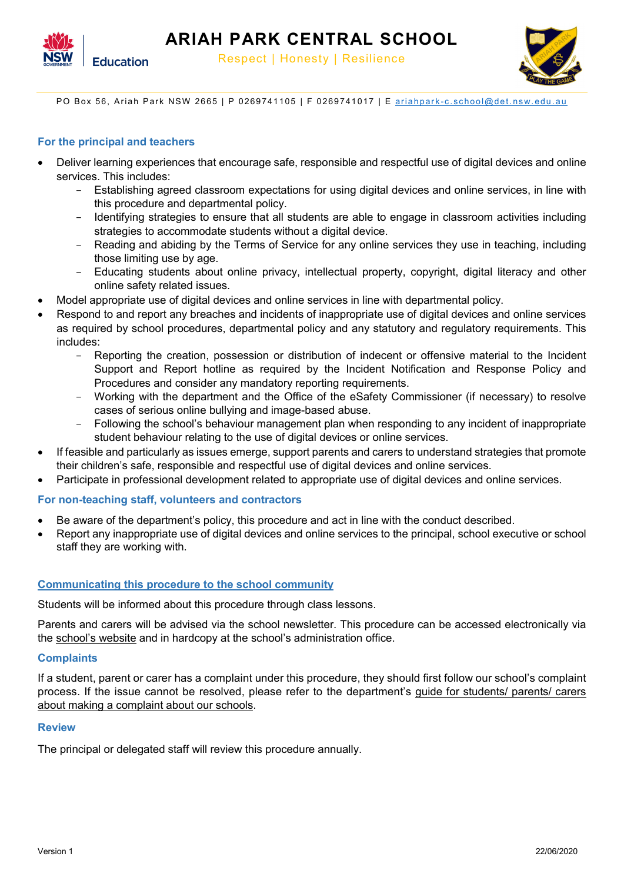### For the principal and teachers

- Deliver learning experiences that encourage safe, responsible and respectful use of digital devices and online services. This includes:
  - Establishing agreed classroom expectations for using digital devices and online services, in line with this procedure and departmental policy.
  - Identifying strategies to ensure that all students are able to engage in classroom activities including strategies to accommodate students without a digital device.
  - Reading and abiding by the Terms of Service for any online services they use in teaching, including those limiting use by age.
  - Educating students about online privacy, intellectual property, copyright, digital literacy and other online safety related issues.
- Model appropriate use of digital devices and online services in line with departmental policy.
- Respond to and report any breaches and incidents of inappropriate use of digital devices and online services as required by school procedures, departmental policy and any statutory and regulatory requirements. This includes:
  - Reporting the creation, possession or distribution of indecent or offensive material to the Incident Support and Report hotline as required by the Incident Notification and Response Policy and Procedures and consider any mandatory reporting requirements.
  - Working with the department and the Office of the eSafety Commissioner (if necessary) to resolve cases of serious online bullying and image-based abuse.
  - Following the school's behaviour management plan when responding to any incident of inappropriate student behaviour relating to the use of digital devices or online services.
- If feasible and particularly as issues emerge, support parents and carers to understand strategies that promote their children's safe, responsible and respectful use of digital devices and online services.
- Participate in professional development related to appropriate use of digital devices and online services.

### For non-teaching staff, volunteers and contractors

- Be aware of the department's policy, this procedure and act in line with the conduct described.
- Report any inappropriate use of digital devices and online services to the principal, school executive or school staff they are working with.

### Communicating this procedure to the school community

Students will be informed about this procedure through class lessons.

Parents and carers will be advised via the school newsletter. This procedure can be accessed electronically via the school's website and in hardcopy at the school's administration office.

### Complaints

If a student, parent or carer has a complaint under this procedure, they should first follow our school's complaint process. If the issue cannot be resolved, please refer to the department's guide for students/ parents/ carers about making a complaint about our schools.

### Review

The principal or delegated staff will review this procedure annually.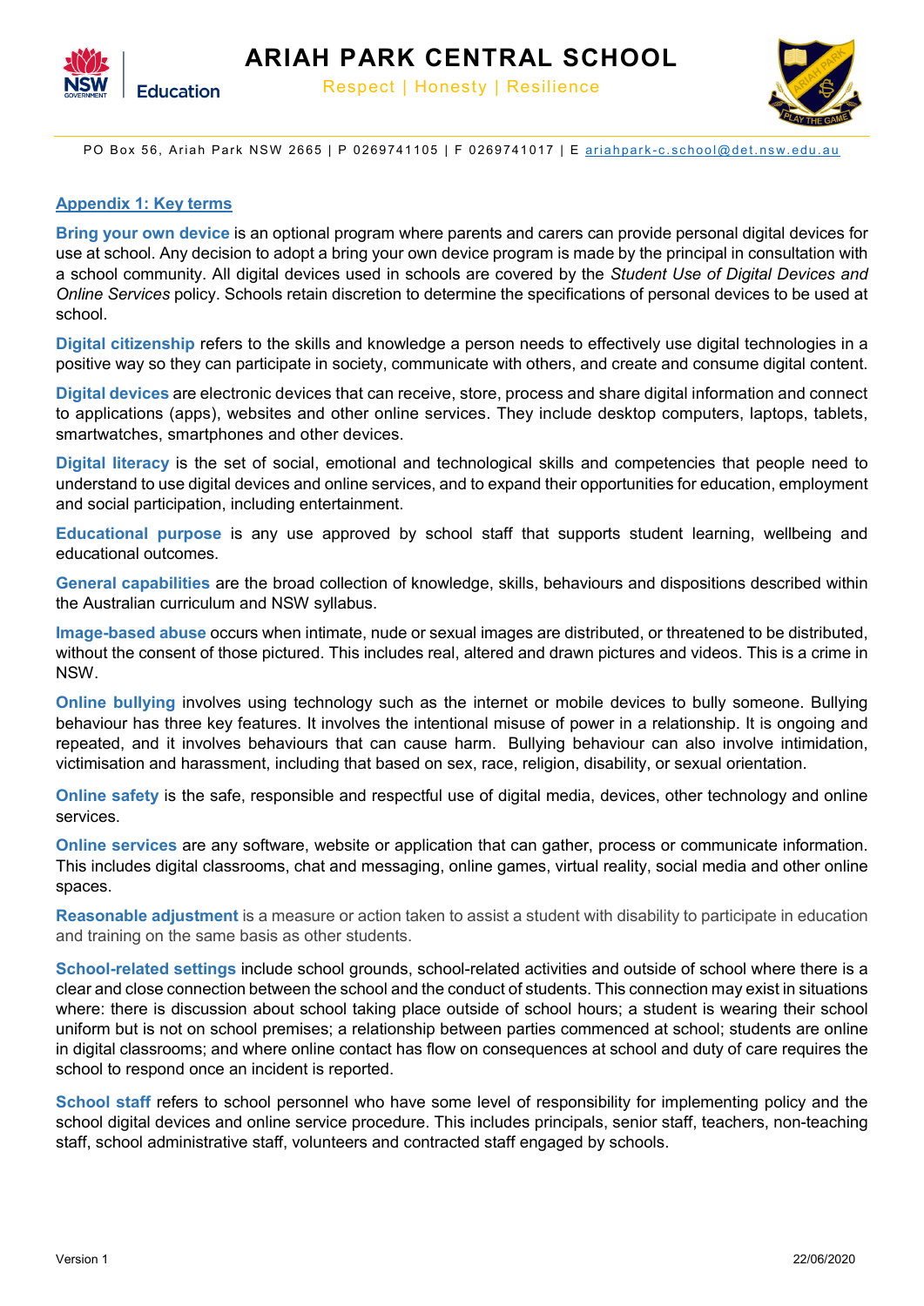## Appendix 1: Key terms

**Bring your own device** is an optional program where parents and carers can provide personal digital devices for use at school. Any decision to adopt a bring your own device program is made by the principal in consultation with a school community. All digital devices used in schools are covered by the *Student Use of Digital Devices and Online Services* policy. Schools retain discretion to determine the specifications of personal devices to be used at school.

**Digital citizenship** refers to the skills and knowledge a person needs to effectively use digital technologies in a positive way so they can participate in society, communicate with others, and create and consume digital content.

**Digital devices** are electronic devices that can receive, store, process and share digital information and connect to applications (apps), websites and other online services. They include desktop computers, laptops, tablets, smartwatches, smartphones and other devices.

**Digital literacy** is the set of social, emotional and technological skills and competencies that people need to understand to use digital devices and online services, and to expand their opportunities for education, employment and social participation, including entertainment.

**Educational purpose** is any use approved by school staff that supports student learning, wellbeing and educational outcomes.

**General capabilities** are the broad collection of knowledge, skills, behaviours and dispositions described within the Australian curriculum and NSW syllabus.

**Image-based abuse** occurs when intimate, nude or sexual images are distributed, or threatened to be distributed, without the consent of those pictured. This includes real, altered and drawn pictures and videos. This is a crime in NSW.

**Online bullying** involves using technology such as the internet or mobile devices to bully someone. Bullying behaviour has three key features. It involves the intentional misuse of power in a relationship. It is ongoing and repeated, and it involves behaviours that can cause harm. Bullying behaviour can also involve intimidation, victimisation and harassment, including that based on sex, race, religion, disability, or sexual orientation.

**Online safety** is the safe, responsible and respectful use of digital media, devices, other technology and online services.

**Online services** are any software, website or application that can gather, process or communicate information. This includes digital classrooms, chat and messaging, online games, virtual reality, social media and other online spaces.

**Reasonable adjustment** is a measure or action taken to assist a student with disability to participate in education and training on the same basis as other students.

**School-related settings** include school grounds, school-related activities and outside of school where there is a clear and close connection between the school and the conduct of students. This connection may exist in situations where: there is discussion about school taking place outside of school hours; a student is wearing their school uniform but is not on school premises; a relationship between parties commenced at school; students are online in digital classrooms; and where online contact has flow on consequences at school and duty of care requires the school to respond once an incident is reported.

**School staff** refers to school personnel who have some level of responsibility for implementing policy and the school digital devices and online service procedure. This includes principals, senior staff, teachers, non-teaching staff, school administrative staff, volunteers and contracted staff engaged by schools.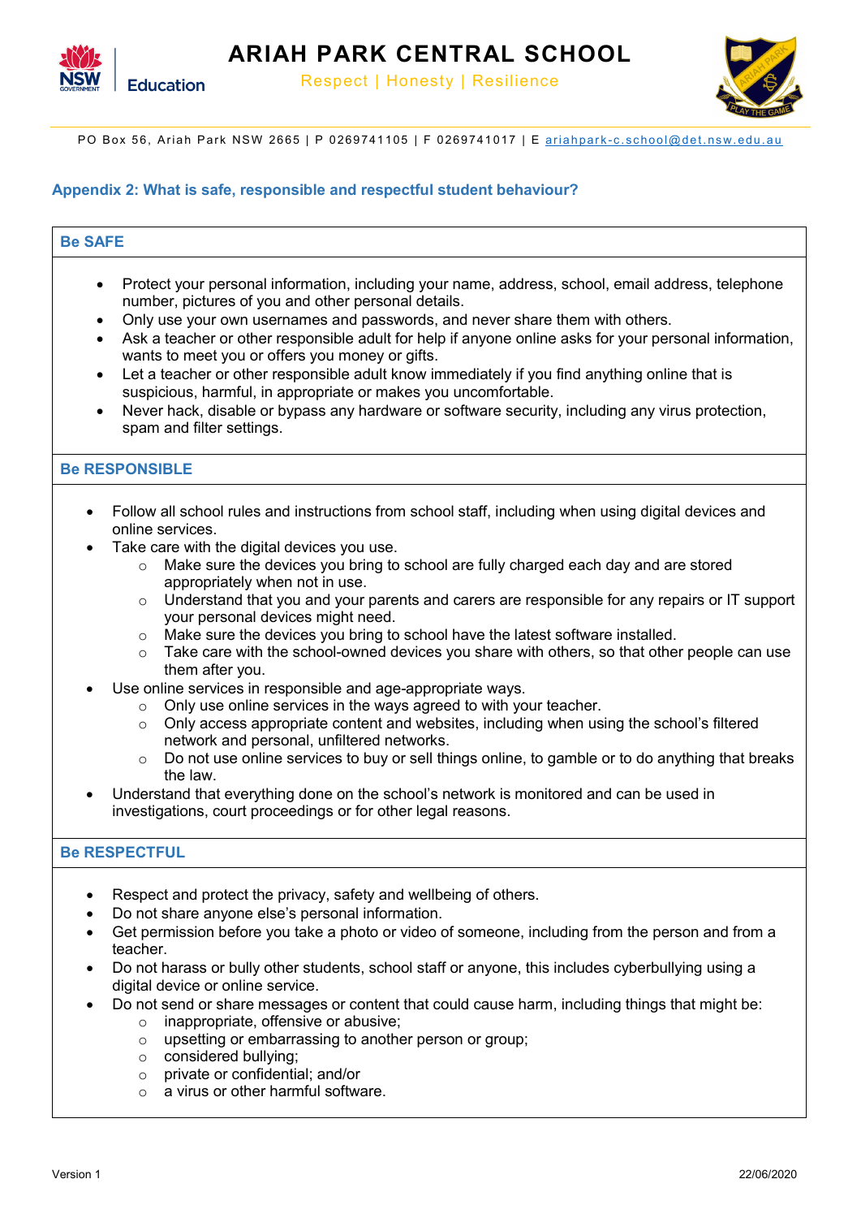# ARIAH PARK CENTRAL SCHOOL

Respect | Honesty | Resilience

PO Box 56, Ariah Park NSW 2665 | P 0269741105 | F 0269741017 | E ariahpark-c.school@det.nsw.edu.au

## Appendix 2: What is safe, responsible and respectful student behaviour?

### Be SAFE

- Protect your personal information, including your name, address, school, email address, telephone number, pictures of you and other personal details.
- Only use your own usernames and passwords, and never share them with others.
- Ask a teacher or other responsible adult for help if anyone online asks for your personal information, wants to meet you or offers you money or gifts.
- Let a teacher or other responsible adult know immediately if you find anything online that is suspicious, harmful, in appropriate or makes you uncomfortable.
- Never hack, disable or bypass any hardware or software security, including any virus protection, spam and filter settings.

### Be RESPONSIBLE

- Follow all school rules and instructions from school staff, including when using digital devices and online services.
- Take care with the digital devices you use.
  - Make sure the devices you bring to school are fully charged each day and are stored appropriately when not in use.
  - Understand that you and your parents and carers are responsible for any repairs or IT support your personal devices might need.
  - Make sure the devices you bring to school have the latest software installed.
  - Take care with the school-owned devices you share with others, so that other people can use them after you.
- Use online services in responsible and age-appropriate ways.
  - Only use online services in the ways agreed to with your teacher.
  - Only access appropriate content and websites, including when using the school's filtered network and personal, unfiltered networks.
  - Do not use online services to buy or sell things online, to gamble or to do anything that breaks the law.
- Understand that everything done on the school's network is monitored and can be used in investigations, court proceedings or for other legal reasons.

### Be RESPECTFUL

- Respect and protect the privacy, safety and wellbeing of others.
- Do not share anyone else's personal information.
- Get permission before you take a photo or video of someone, including from the person and from a teacher.
- Do not harass or bully other students, school staff or anyone, this includes cyberbullying using a digital device or online service.
- Do not send or share messages or content that could cause harm, including things that might be:
  - inappropriate, offensive or abusive;
  - upsetting or embarrassing to another person or group;
  - considered bullying;
  - private or confidential; and/or
  - a virus or other harmful software.

Version 1 22/06/2020